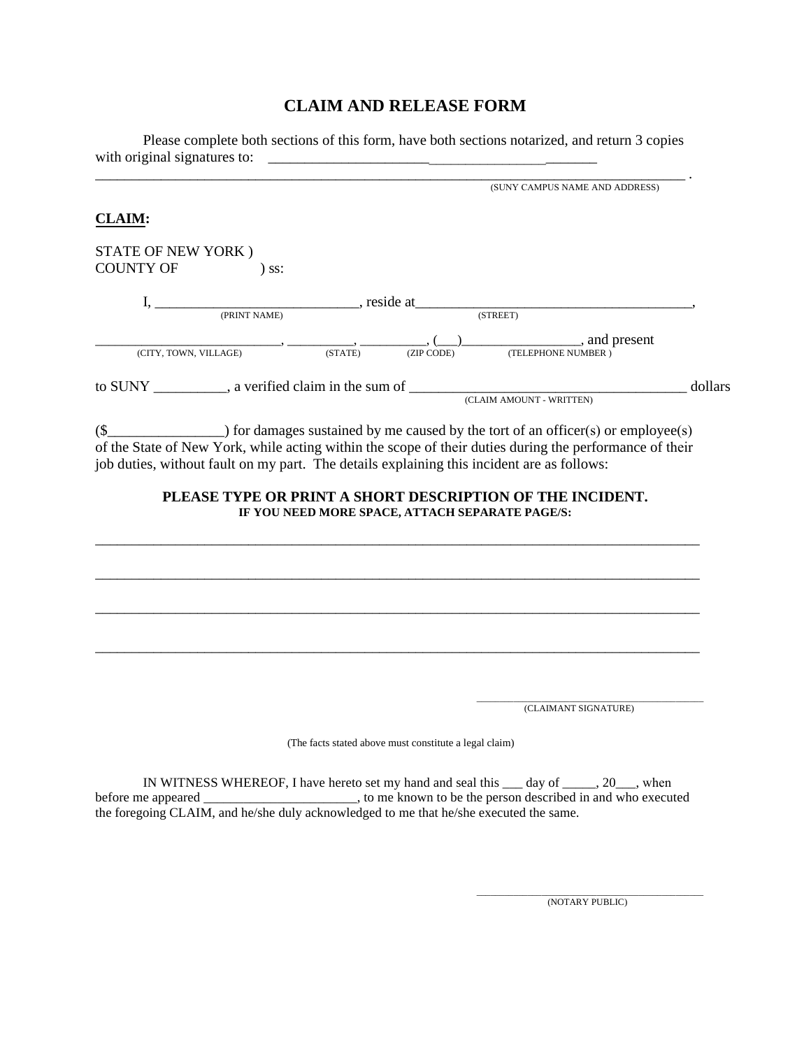# CLAIM AND RELEASE FORM

Please complete both sections of this form, have both sections notarized, and return 3 copies with original signatures to: ______________________________________________

_____________________________________________________________________________ .
(SUNY CAMPUS NAME AND ADDRESS)

**CLAIM:**

STATE OF NEW YORK )
COUNTY OF                    ) ss:

I, ____________________________, reside at_______________________________________,
(PRINT NAME)                                                    (STREET)

__________________________, _________, _________, (___)_________________, and present
(CITY, TOWN, VILLAGE)          (STATE)          (ZIP CODE)          (TELEPHONE NUMBER )

to SUNY __________, a verified claim in the sum of ______________________________________ dollars
(CLAIM AMOUNT - WRITTEN)

($________________) for damages sustained by me caused by the tort of an officer(s) or employee(s) of the State of New York, while acting within the scope of their duties during the performance of their job duties, without fault on my part. The details explaining this incident are as follows:

**PLEASE TYPE OR PRINT A SHORT DESCRIPTION OF THE INCIDENT.**
**IF YOU NEED MORE SPACE, ATTACH SEPARATE PAGE/S:**

_________________________________________________________________________________

_________________________________________________________________________________

_________________________________________________________________________________

_________________________________________________________________________________

_______________________________________
(CLAIMANT SIGNATURE)

(The facts stated above must constitute a legal claim)

IN WITNESS WHEREOF, I have hereto set my hand and seal this ___ day of _____, 20___, when before me appeared _______________________, to me known to be the person described in and who executed the foregoing CLAIM, and he/she duly acknowledged to me that he/she executed the same.

_______________________________________
(NOTARY PUBLIC)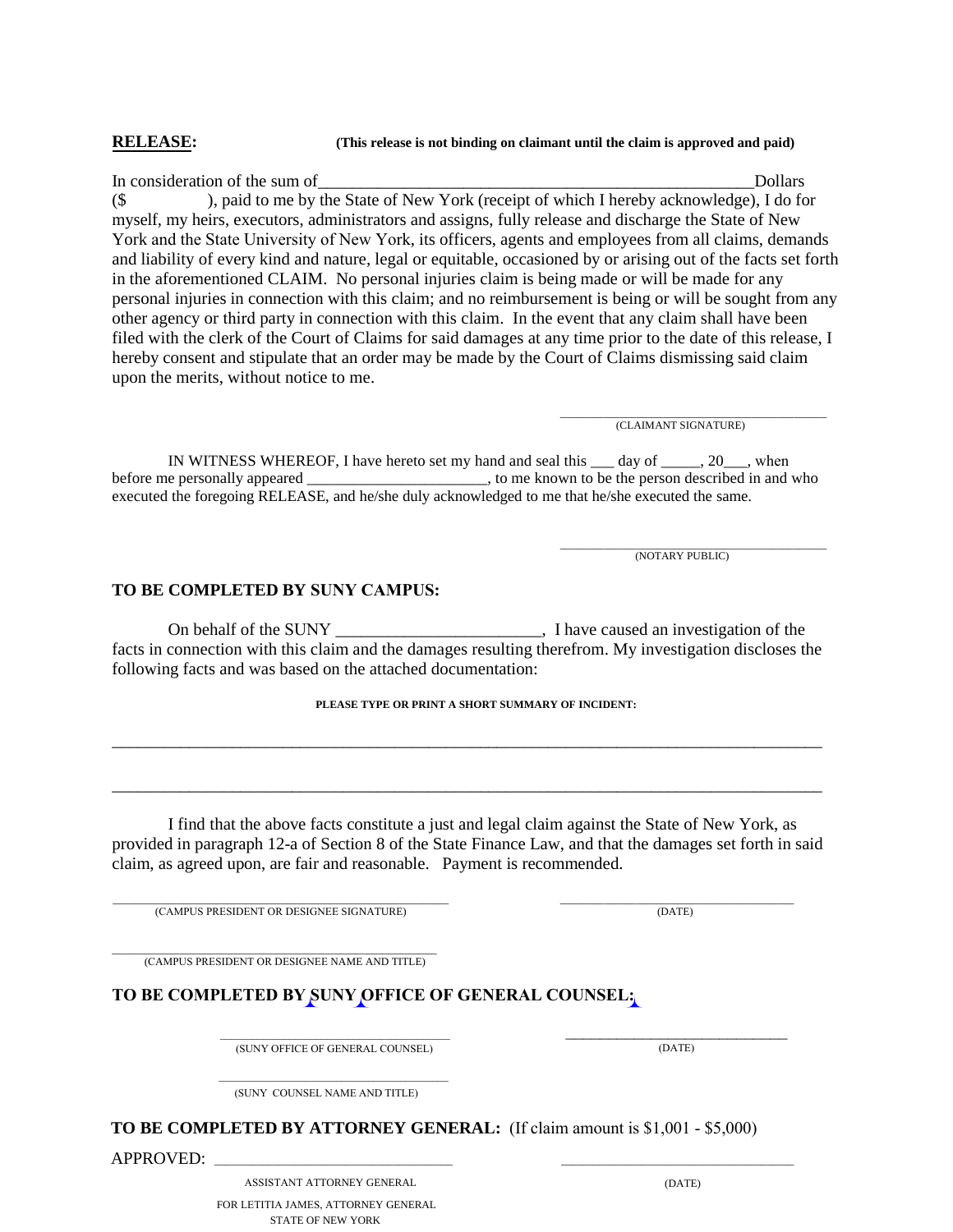**RELEASE:** **(This release is not binding on claimant until the claim is approved and paid)**

In consideration of the sum of_____________________________________________________Dollars ($ ), paid to me by the State of New York (receipt of which I hereby acknowledge), I do for myself, my heirs, executors, administrators and assigns, fully release and discharge the State of New York and the State University of New York, its officers, agents and employees from all claims, demands and liability of every kind and nature, legal or equitable, occasioned by or arising out of the facts set forth in the aforementioned CLAIM. No personal injuries claim is being made or will be made for any personal injuries in connection with this claim; and no reimbursement is being or will be sought from any other agency or third party in connection with this claim. In the event that any claim shall have been filed with the clerk of the Court of Claims for said damages at any time prior to the date of this release, I hereby consent and stipulate that an order may be made by the Court of Claims dismissing said claim upon the merits, without notice to me.

_______________________________________
(CLAIMANT SIGNATURE)

IN WITNESS WHEREOF, I have hereto set my hand and seal this ___ day of _____, 20___, when before me personally appeared _______________________, to me known to be the person described in and who executed the foregoing RELEASE, and he/she duly acknowledged to me that he/she executed the same.

_______________________________________
(NOTARY PUBLIC)

**TO BE COMPLETED BY SUNY CAMPUS:**

On behalf of the SUNY ________________________, I have caused an investigation of the facts in connection with this claim and the damages resulting therefrom. My investigation discloses the following facts and was based on the attached documentation:

**PLEASE TYPE OR PRINT A SHORT SUMMARY OF INCIDENT:**

_________________________________________________________________________________

_________________________________________________________________________________

I find that the above facts constitute a just and legal claim against the State of New York, as provided in paragraph 12-a of Section 8 of the State Finance Law, and that the damages set forth in said claim, as agreed upon, are fair and reasonable. Payment is recommended.

_______________________________________ _______________________________
(CAMPUS PRESIDENT OR DESIGNEE SIGNATURE) (DATE)

_______________________________________
(CAMPUS PRESIDENT OR DESIGNEE NAME AND TITLE)

**TO BE COMPLETED BY SUNY OFFICE OF GENERAL COUNSEL:**

_______________________________________ _______________________________
(SUNY OFFICE OF GENERAL COUNSEL) (DATE)

_______________________________________
(SUNY COUNSEL NAME AND TITLE)

**TO BE COMPLETED BY ATTORNEY GENERAL:** (If claim amount is $1,001 - $5,000)

APPROVED: _______________________________ _______________________________

ASSISTANT ATTORNEY GENERAL (DATE)

FOR LETITIA JAMES, ATTORNEY GENERAL
STATE OF NEW YORK